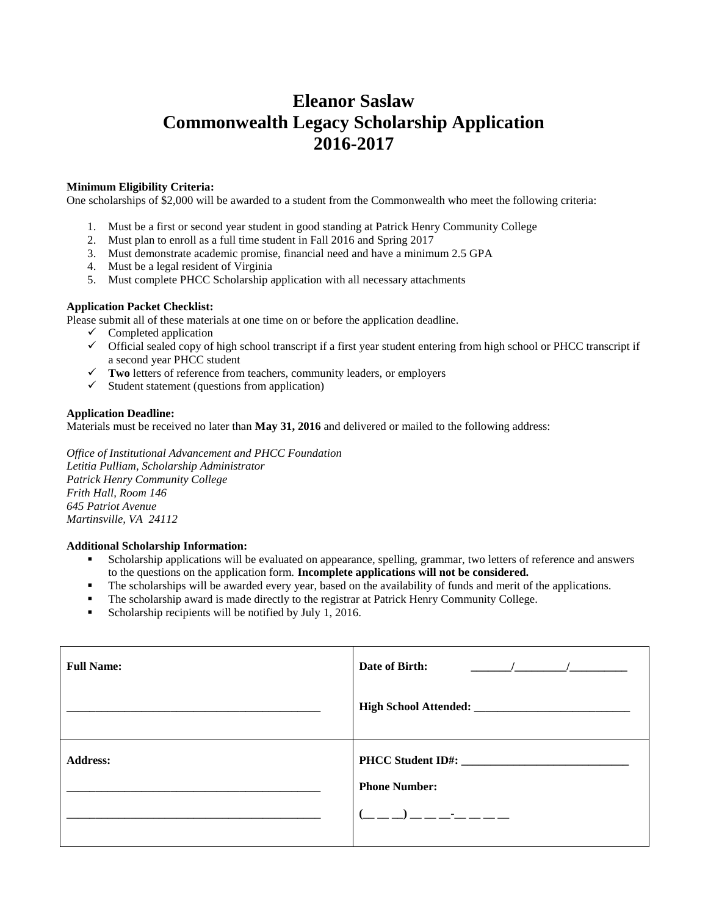# Eleanor Saslaw
# Commonwealth Legacy Scholarship Application
# 2016-2017

**Minimum Eligibility Criteria:**
One scholarships of $2,000 will be awarded to a student from the Commonwealth who meet the following criteria:

1. Must be a first or second year student in good standing at Patrick Henry Community College
2. Must plan to enroll as a full time student in Fall 2016 and Spring 2017
3. Must demonstrate academic promise, financial need and have a minimum 2.5 GPA
4. Must be a legal resident of Virginia
5. Must complete PHCC Scholarship application with all necessary attachments

**Application Packet Checklist:**
Please submit all of these materials at one time on or before the application deadline.

- ✓ Completed application
- ✓ Official sealed copy of high school transcript if a first year student entering from high school or PHCC transcript if a second year PHCC student
- ✓ **Two** letters of reference from teachers, community leaders, or employers
- ✓ Student statement (questions from application)

**Application Deadline:**
Materials must be received no later than **May 31, 2016** and delivered or mailed to the following address:

*Office of Institutional Advancement and PHCC Foundation*
*Letitia Pulliam, Scholarship Administrator*
*Patrick Henry Community College*
*Frith Hall, Room 146*
*645 Patriot Avenue*
*Martinsville, VA 24112*

**Additional Scholarship Information:**

- Scholarship applications will be evaluated on appearance, spelling, grammar, two letters of reference and answers to the questions on the application form. **Incomplete applications will not be considered.**
- The scholarships will be awarded every year, based on the availability of funds and merit of the applications.
- The scholarship award is made directly to the registrar at Patrick Henry Community College.
- Scholarship recipients will be notified by July 1, 2016.

| | |
|---|---|
| **Full Name:**<br><br>____________________________________________ | **Date of Birth:** _______/_________/__________<br><br>**High School Attended:** ___________________________ |
| **Address:**<br><br>____________________________________________<br><br>____________________________________________ | **PHCC Student ID#:** _____________________________<br><br>**Phone Number:**<br><br>(__ __ __) __ __ __-__ __ __ __ |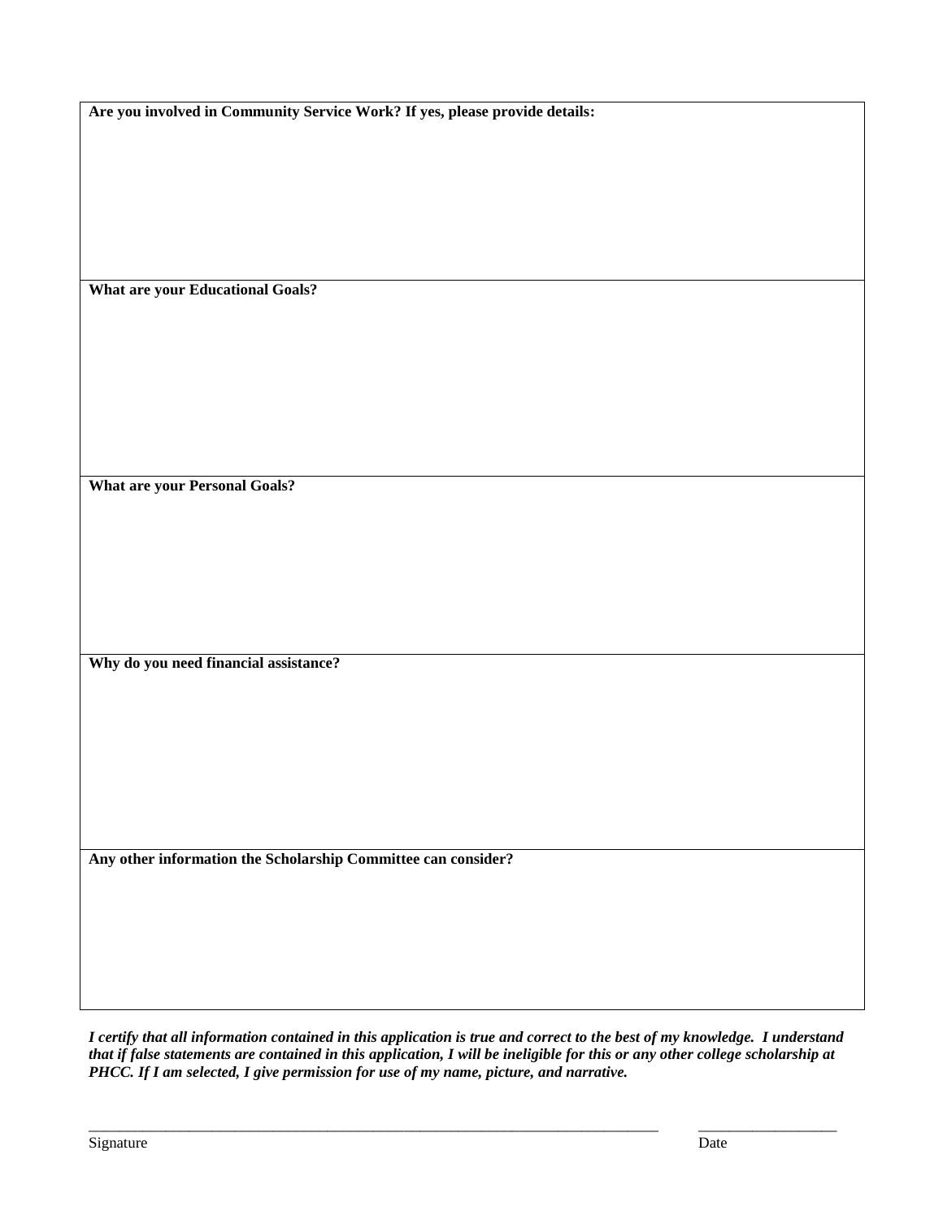**Are you involved in Community Service Work? If yes, please provide details:**

**What are your Educational Goals?**

**What are your Personal Goals?**

**Why do you need financial assistance?**

**Any other information the Scholarship Committee can consider?**

***I certify that all information contained in this application is true and correct to the best of my knowledge. I understand that if false statements are contained in this application, I will be ineligible for this or any other college scholarship at PHCC. If I am selected, I give permission for use of my name, picture, and narrative.***

\_\_\_\_\_\_\_\_\_\_\_\_\_\_\_\_\_\_\_\_\_\_\_\_\_\_\_\_\_\_\_\_\_\_\_\_\_\_\_\_\_\_\_\_\_\_\_\_\_\_\_\_\_\_\_\_\_\_\_\_\_\_\_\_\_\_\_\_\_\_\_\_\_\_ \_\_\_\_\_\_\_\_\_\_\_\_\_\_\_\_\_\_

Signature Date